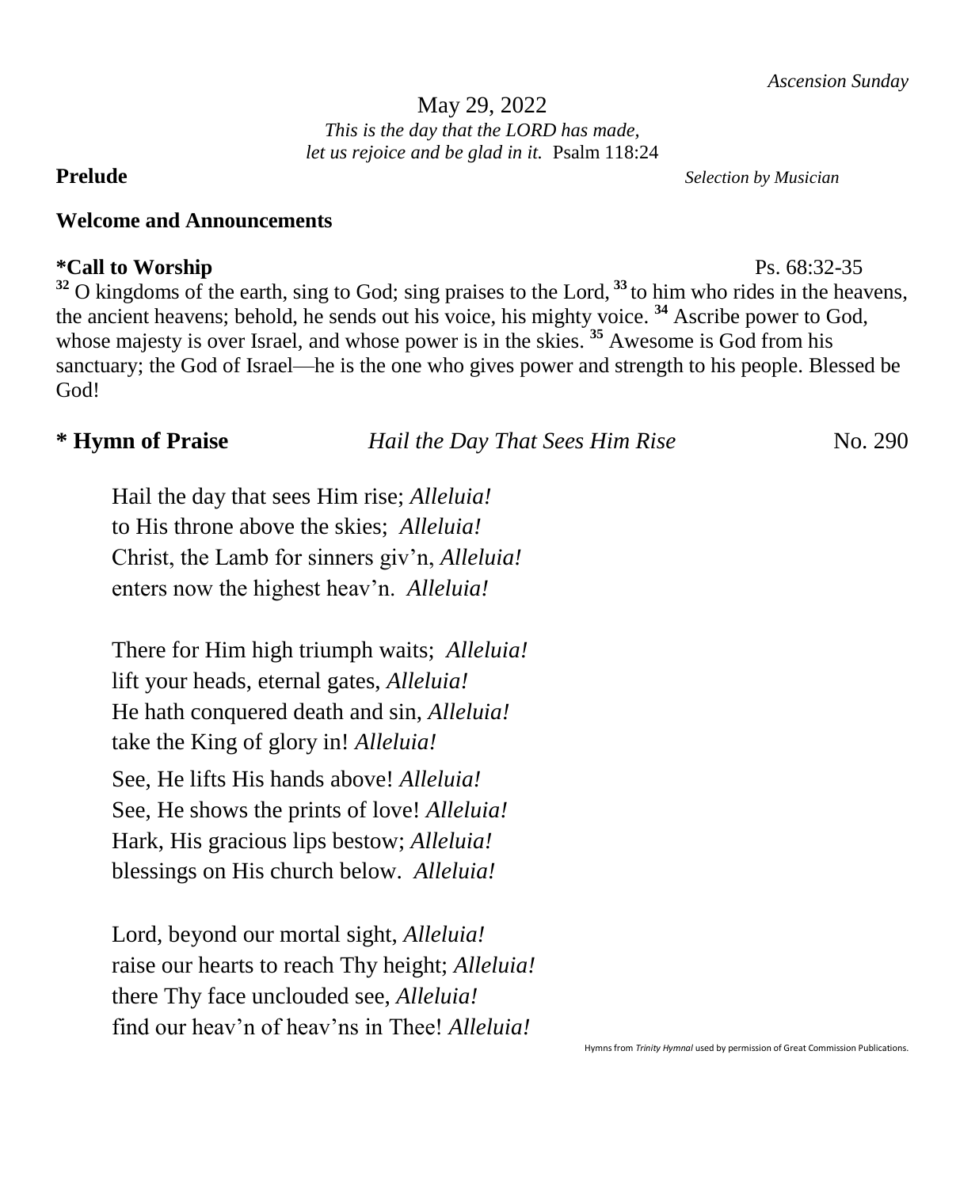*Ascension Sunday*

May 29, 2022

*This is the day that the LORD has made,*
*let us rejoice and be glad in it.* Psalm 118:24

**Prelude** *Selection by Musician*

**Welcome and Announcements**

**\*Call to Worship** Ps. 68:32-35

[32] O kingdoms of the earth, sing to God; sing praises to the Lord, [33] to him who rides in the heavens, the ancient heavens; behold, he sends out his voice, his mighty voice. [34] Ascribe power to God, whose majesty is over Israel, and whose power is in the skies. [35] Awesome is God from his sanctuary; the God of Israel—he is the one who gives power and strength to his people. Blessed be God!

**\* Hymn of Praise** *Hail the Day That Sees Him Rise* No. 290

Hail the day that sees Him rise; *Alleluia!*
to His throne above the skies; *Alleluia!*
Christ, the Lamb for sinners giv'n, *Alleluia!*
enters now the highest heav'n. *Alleluia!*

There for Him high triumph waits; *Alleluia!*
lift your heads, eternal gates, *Alleluia!*
He hath conquered death and sin, *Alleluia!*
take the King of glory in! *Alleluia!*

See, He lifts His hands above! *Alleluia!*
See, He shows the prints of love! *Alleluia!*
Hark, His gracious lips bestow; *Alleluia!*
blessings on His church below. *Alleluia!*

Lord, beyond our mortal sight, *Alleluia!*
raise our hearts to reach Thy height; *Alleluia!*
there Thy face unclouded see, *Alleluia!*
find our heav'n of heav'ns in Thee! *Alleluia!*

Hymns from *Trinity Hymnal* used by permission of Great Commission Publications.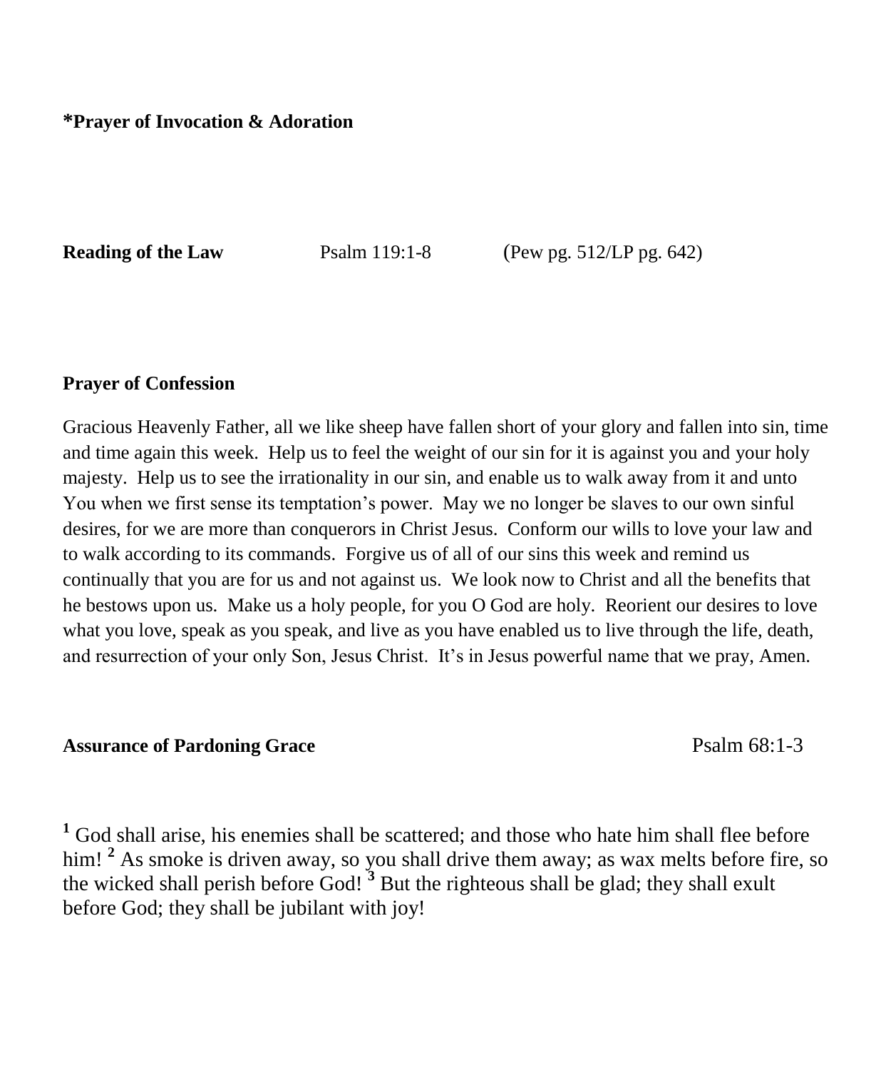**\*Prayer of Invocation & Adoration**

**Reading of the Law** Psalm 119:1-8 (Pew pg. 512/LP pg. 642)

**Prayer of Confession**

Gracious Heavenly Father, all we like sheep have fallen short of your glory and fallen into sin, time and time again this week. Help us to feel the weight of our sin for it is against you and your holy majesty. Help us to see the irrationality in our sin, and enable us to walk away from it and unto You when we first sense its temptation's power. May we no longer be slaves to our own sinful desires, for we are more than conquerors in Christ Jesus. Conform our wills to love your law and to walk according to its commands. Forgive us of all of our sins this week and remind us continually that you are for us and not against us. We look now to Christ and all the benefits that he bestows upon us. Make us a holy people, for you O God are holy. Reorient our desires to love what you love, speak as you speak, and live as you have enabled us to live through the life, death, and resurrection of your only Son, Jesus Christ. It's in Jesus powerful name that we pray, Amen.

**Assurance of Pardoning Grace** Psalm 68:1-3

[1] God shall arise, his enemies shall be scattered; and those who hate him shall flee before him! [2] As smoke is driven away, so you shall drive them away; as wax melts before fire, so the wicked shall perish before God! [3] But the righteous shall be glad; they shall exult before God; they shall be jubilant with joy!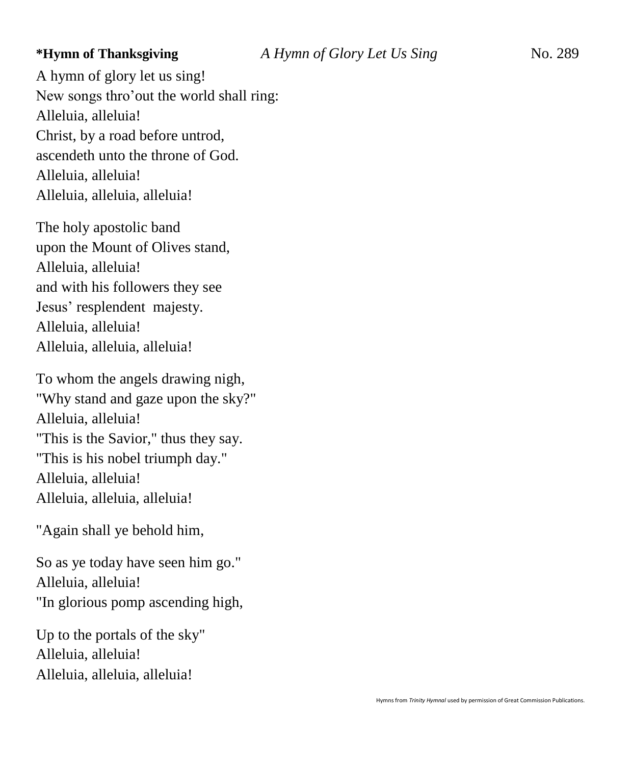**\*Hymn of Thanksgiving** *A Hymn of Glory Let Us Sing* No. 289

A hymn of glory let us sing!
New songs thro'out the world shall ring:
Alleluia, alleluia!
Christ, by a road before untrod,
ascendeth unto the throne of God.
Alleluia, alleluia!
Alleluia, alleluia, alleluia!

The holy apostolic band
upon the Mount of Olives stand,
Alleluia, alleluia!
and with his followers they see
Jesus' resplendent majesty.
Alleluia, alleluia!
Alleluia, alleluia, alleluia!

To whom the angels drawing nigh,
"Why stand and gaze upon the sky?"
Alleluia, alleluia!
"This is the Savior," thus they say.
"This is his nobel triumph day."
Alleluia, alleluia!
Alleluia, alleluia, alleluia!

"Again shall ye behold him,

So as ye today have seen him go."
Alleluia, alleluia!
"In glorious pomp ascending high,

Up to the portals of the sky"
Alleluia, alleluia!
Alleluia, alleluia, alleluia!

Hymns from *Trinity Hymnal* used by permission of Great Commission Publications.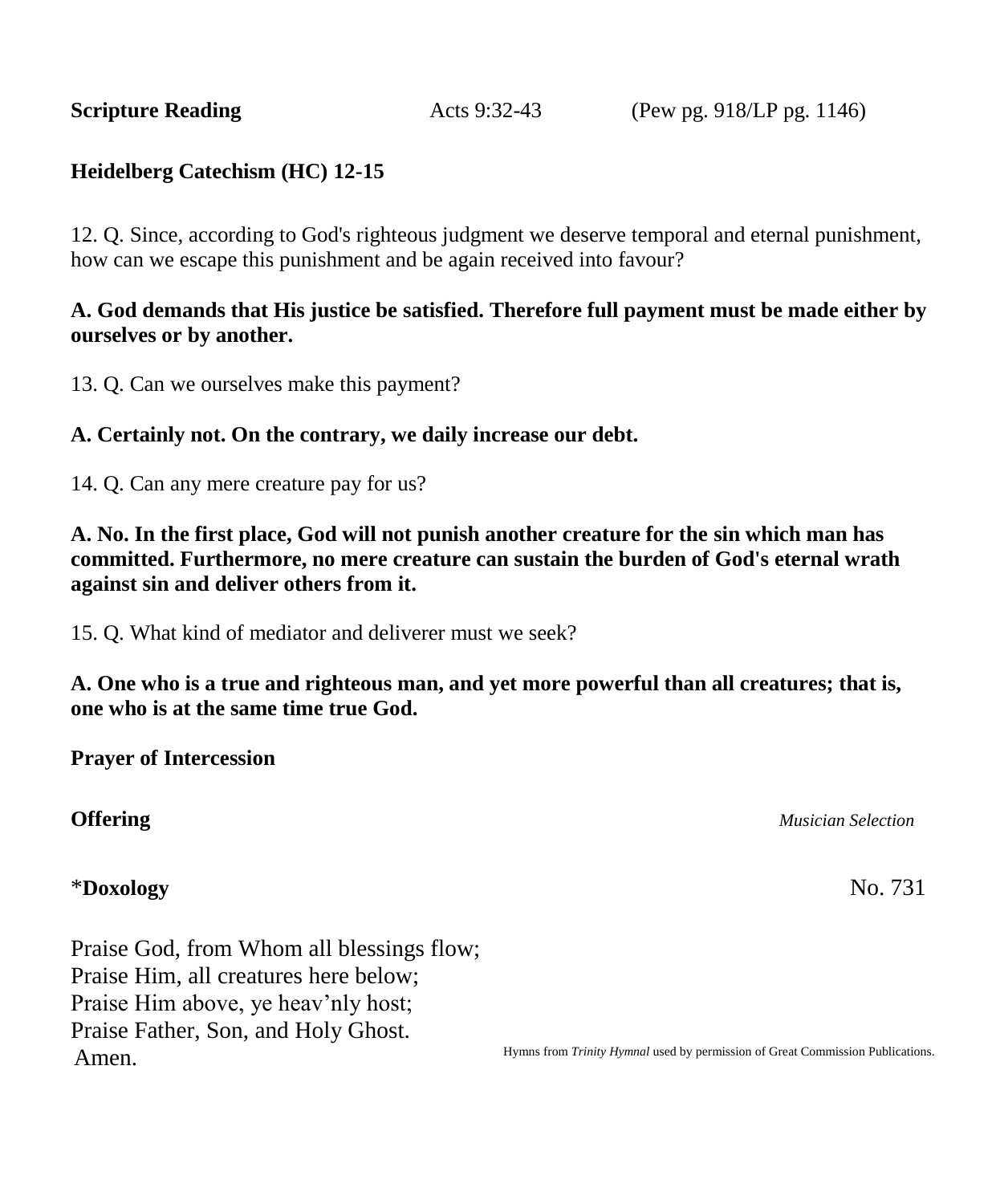**Scripture Reading** Acts 9:32-43 (Pew pg. 918/LP pg. 1146)

**Heidelberg Catechism (HC) 12-15**

12. Q. Since, according to God's righteous judgment we deserve temporal and eternal punishment, how can we escape this punishment and be again received into favour?

**A. God demands that His justice be satisfied. Therefore full payment must be made either by ourselves or by another.**

13. Q. Can we ourselves make this payment?

**A. Certainly not. On the contrary, we daily increase our debt.**

14. Q. Can any mere creature pay for us?

**A. No. In the first place, God will not punish another creature for the sin which man has committed. Furthermore, no mere creature can sustain the burden of God's eternal wrath against sin and deliver others from it.**

15. Q. What kind of mediator and deliverer must we seek?

**A. One who is a true and righteous man, and yet more powerful than all creatures; that is, one who is at the same time true God.**

**Prayer of Intercession**

**Offering** *Musician Selection*

*__Doxology__ No. 731

Praise God, from Whom all blessings flow;
Praise Him, all creatures here below;
Praise Him above, ye heav'nly host;
Praise Father, Son, and Holy Ghost.
Amen.

Hymns from *Trinity Hymnal* used by permission of Great Commission Publications.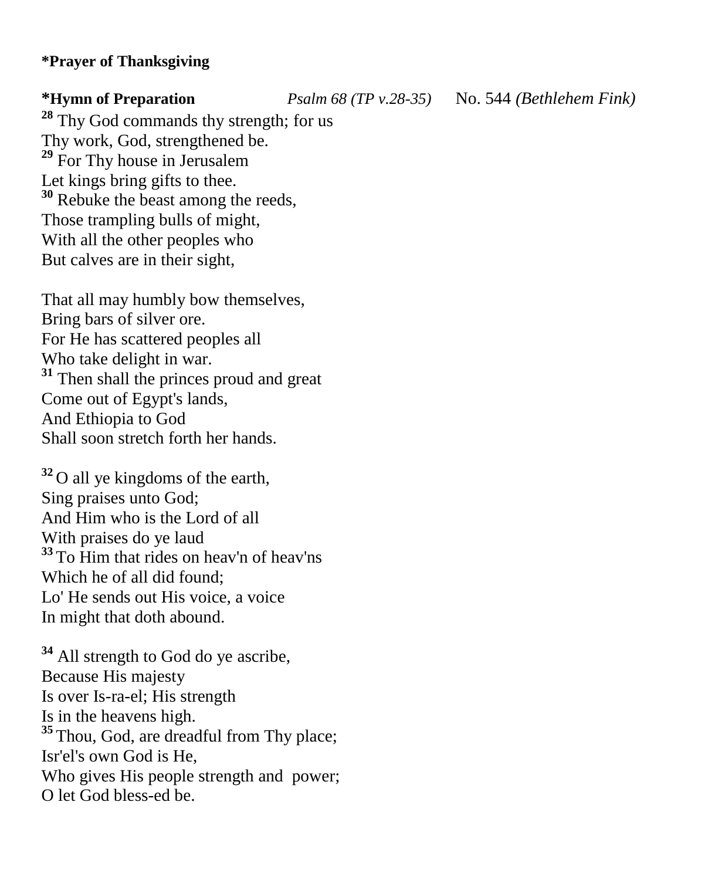**\*Prayer of Thanksgiving**

**\*Hymn of Preparation** *Psalm 68 (TP v.28-35)* No. 544 *(Bethlehem Fink)*

[28] Thy God commands thy strength; for us
Thy work, God, strengthened be.
[29] For Thy house in Jerusalem
Let kings bring gifts to thee.
[30] Rebuke the beast among the reeds,
Those trampling bulls of might,
With all the other peoples who
But calves are in their sight,

That all may humbly bow themselves,
Bring bars of silver ore.
For He has scattered peoples all
Who take delight in war.
[31] Then shall the princes proud and great
Come out of Egypt's lands,
And Ethiopia to God
Shall soon stretch forth her hands.

[32] O all ye kingdoms of the earth,
Sing praises unto God;
And Him who is the Lord of all
With praises do ye laud
[33] To Him that rides on heav'n of heav'ns
Which he of all did found;
Lo' He sends out His voice, a voice
In might that doth abound.

[34] All strength to God do ye ascribe,
Because His majesty
Is over Is-ra-el; His strength
Is in the heavens high.
[35] Thou, God, are dreadful from Thy place;
Isr'el's own God is He,
Who gives His people strength and power;
O let God bless-ed be.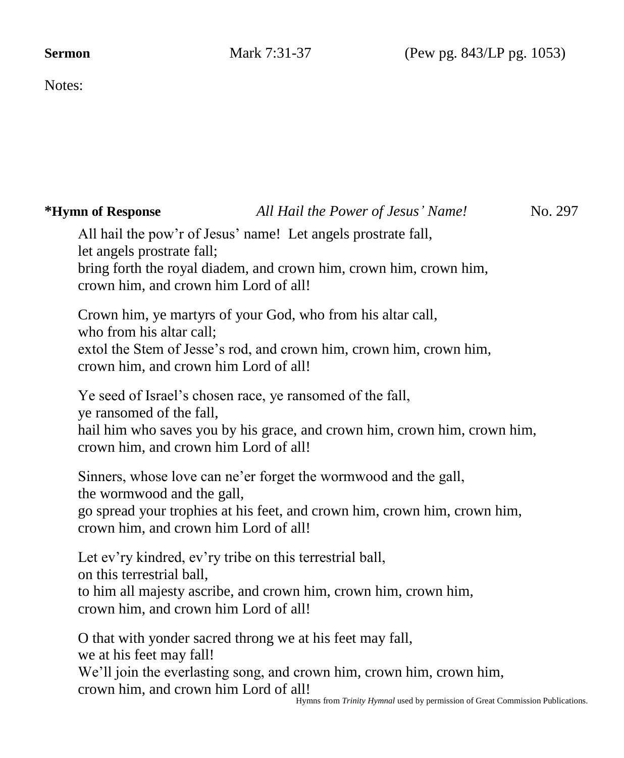**Sermon** Mark 7:31-37 (Pew pg. 843/LP pg. 1053)

Notes:

**\*Hymn of Response** *All Hail the Power of Jesus' Name!* No. 297

All hail the pow'r of Jesus' name! Let angels prostrate fall,
let angels prostrate fall;
bring forth the royal diadem, and crown him, crown him, crown him,
crown him, and crown him Lord of all!

Crown him, ye martyrs of your God, who from his altar call,
who from his altar call;
extol the Stem of Jesse's rod, and crown him, crown him, crown him,
crown him, and crown him Lord of all!

Ye seed of Israel's chosen race, ye ransomed of the fall,
ye ransomed of the fall,
hail him who saves you by his grace, and crown him, crown him, crown him,
crown him, and crown him Lord of all!

Sinners, whose love can ne'er forget the wormwood and the gall,
the wormwood and the gall,
go spread your trophies at his feet, and crown him, crown him, crown him,
crown him, and crown him Lord of all!

Let ev'ry kindred, ev'ry tribe on this terrestrial ball,
on this terrestrial ball,
to him all majesty ascribe, and crown him, crown him, crown him,
crown him, and crown him Lord of all!

O that with yonder sacred throng we at his feet may fall,
we at his feet may fall!
We'll join the everlasting song, and crown him, crown him, crown him,
crown him, and crown him Lord of all!

Hymns from *Trinity Hymnal* used by permission of Great Commission Publications.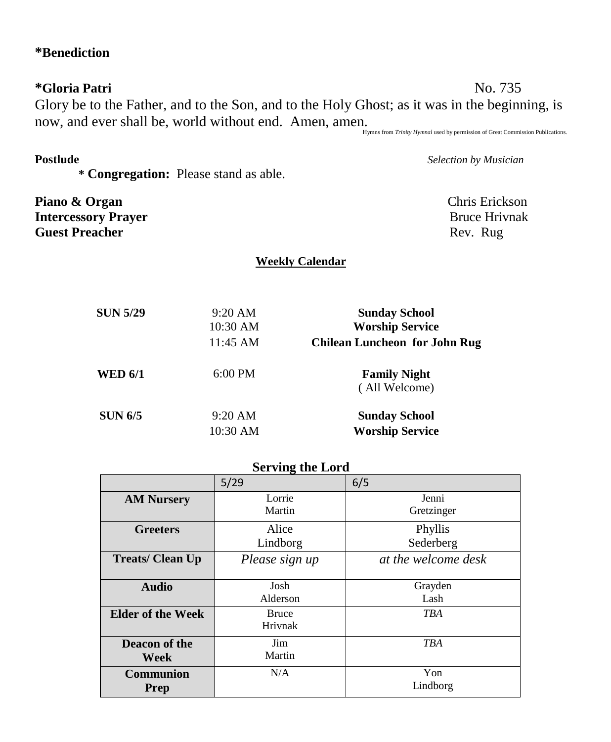**\*Benediction**

**\*Gloria Patri** No. 735

Glory be to the Father, and to the Son, and to the Holy Ghost; as it was in the beginning, is now, and ever shall be, world without end. Amen, amen.

Hymns from *Trinity Hymnal* used by permission of Great Commission Publications.

**Postlude** *Selection by Musician*

**\* Congregation:** Please stand as able.

**Piano & Organ** Chris Erickson
**Intercessory Prayer** Bruce Hrivnak
**Guest Preacher** Rev. Rug

## Weekly Calendar

| | | |
|---|---|---|
| **SUN 5/29** | 9:20 AM | **Sunday School** |
| | 10:30 AM | **Worship Service** |
| | 11:45 AM | **Chilean Luncheon for John Rug** |
| **WED 6/1** | 6:00 PM | **Family Night** ( All Welcome) |
| **SUN 6/5** | 9:20 AM | **Sunday School** |
| | 10:30 AM | **Worship Service** |

## Serving the Lord

| | 5/29 | 6/5 |
|---|---|---|
| **AM Nursery** | Lorrie Martin | Jenni Gretzinger |
| **Greeters** | Alice Lindborg | Phyllis Sederberg |
| **Treats/ Clean Up** | *Please sign up* | *at the welcome desk* |
| **Audio** | Josh Alderson | Grayden Lash |
| **Elder of the Week** | Bruce Hrivnak | *TBA* |
| **Deacon of the Week** | Jim Martin | *TBA* |
| **Communion Prep** | N/A | Yon Lindborg |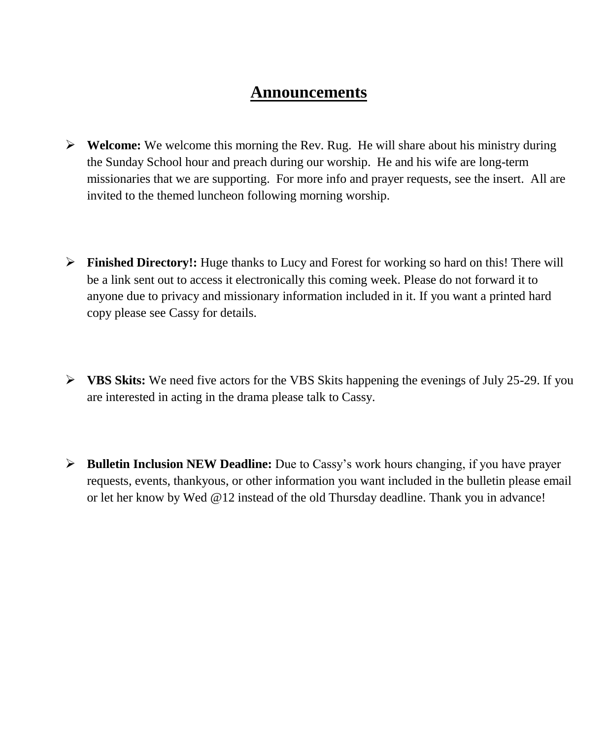# Announcements

- **Welcome:** We welcome this morning the Rev. Rug. He will share about his ministry during the Sunday School hour and preach during our worship. He and his wife are long-term missionaries that we are supporting. For more info and prayer requests, see the insert. All are invited to the themed luncheon following morning worship.

- **Finished Directory!:** Huge thanks to Lucy and Forest for working so hard on this! There will be a link sent out to access it electronically this coming week. Please do not forward it to anyone due to privacy and missionary information included in it. If you want a printed hard copy please see Cassy for details.

- **VBS Skits:** We need five actors for the VBS Skits happening the evenings of July 25-29. If you are interested in acting in the drama please talk to Cassy.

- **Bulletin Inclusion NEW Deadline:** Due to Cassy's work hours changing, if you have prayer requests, events, thankyous, or other information you want included in the bulletin please email or let her know by Wed @12 instead of the old Thursday deadline. Thank you in advance!